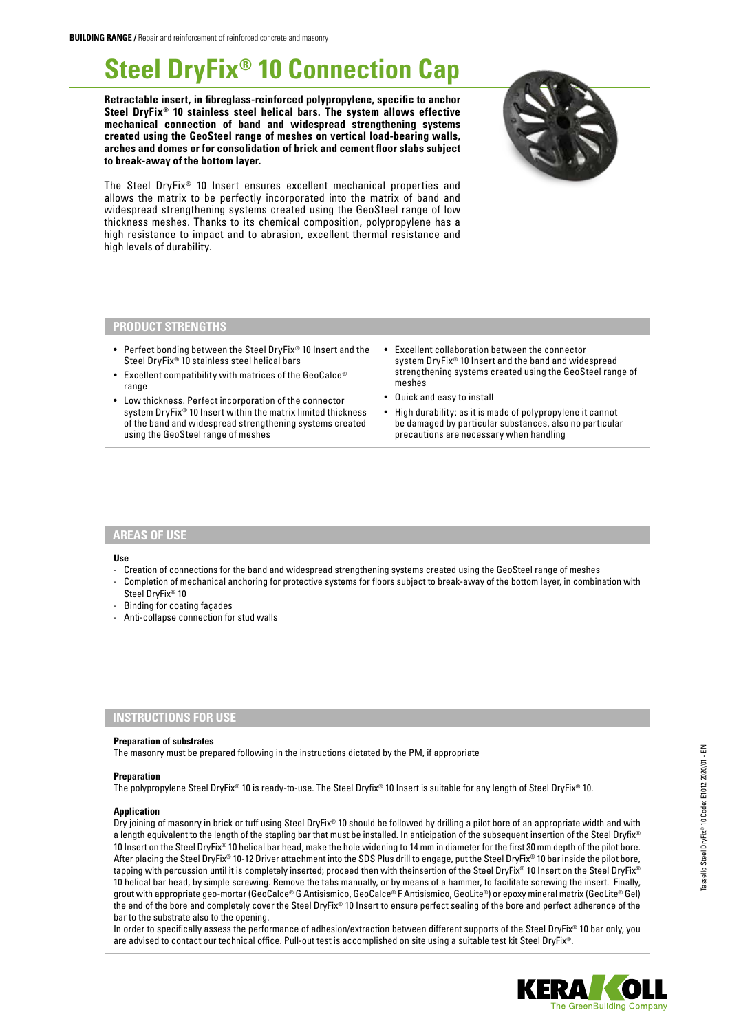**BUILDING RANGE /** Repair and reinforcement of reinforced concrete and masonry

# Steel DryFix® 10 Connection Cap

**Retractable insert, in fibreglass-reinforced polypropylene, specific to anchor Steel DryFix® 10 stainless steel helical bars. The system allows effective mechanical connection of band and widespread strengthening systems created using the GeoSteel range of meshes on vertical load-bearing walls, arches and domes or for consolidation of brick and cement floor slabs subject to break-away of the bottom layer.**

The Steel DryFix® 10 Insert ensures excellent mechanical properties and allows the matrix to be perfectly incorporated into the matrix of band and widespread strengthening systems created using the GeoSteel range of low thickness meshes. Thanks to its chemical composition, polypropylene has a high resistance to impact and to abrasion, excellent thermal resistance and high levels of durability.

## PRODUCT STRENGTHS

- Perfect bonding between the Steel DryFix® 10 Insert and the Steel DryFix® 10 stainless steel helical bars
- Excellent compatibility with matrices of the GeoCalce® range
- Low thickness. Perfect incorporation of the connector system DryFix® 10 Insert within the matrix limited thickness of the band and widespread strengthening systems created using the GeoSteel range of meshes
- Excellent collaboration between the connector system DryFix® 10 Insert and the band and widespread strengthening systems created using the GeoSteel range of meshes
- Quick and easy to install
- High durability: as it is made of polypropylene it cannot be damaged by particular substances, also no particular precautions are necessary when handling

## AREAS OF USE

**Use**

- Creation of connections for the band and widespread strengthening systems created using the GeoSteel range of meshes
- Completion of mechanical anchoring for protective systems for floors subject to break-away of the bottom layer, in combination with Steel DryFix® 10
- Binding for coating façades
- Anti-collapse connection for stud walls

## INSTRUCTIONS FOR USE

**Preparation of substrates**

The masonry must be prepared following in the instructions dictated by the PM, if appropriate

**Preparation**

The polypropylene Steel DryFix® 10 is ready-to-use. The Steel Dryfix® 10 Insert is suitable for any length of Steel DryFix® 10.

**Application**

Dry joining of masonry in brick or tuff using Steel DryFix® 10 should be followed by drilling a pilot bore of an appropriate width and with a length equivalent to the length of the stapling bar that must be installed. In anticipation of the subsequent insertion of the Steel Dryfix® 10 Insert on the Steel DryFix® 10 helical bar head, make the hole widening to 14 mm in diameter for the first 30 mm depth of the pilot bore. After placing the Steel DryFix® 10-12 Driver attachment into the SDS Plus drill to engage, put the Steel DryFix® 10 bar inside the pilot bore, tapping with percussion until it is completely inserted; proceed then with theinsertion of the Steel DryFix® 10 Insert on the Steel DryFix® 10 helical bar head, by simple screwing. Remove the tabs manually, or by means of a hammer, to facilitate screwing the insert. Finally, grout with appropriate geo-mortar (GeoCalce® G Antisismico, GeoCalce® F Antisismico, GeoLite®) or epoxy mineral matrix (GeoLite® Gel) the end of the bore and completely cover the Steel DryFix® 10 Insert to ensure perfect sealing of the bore and perfect adherence of the bar to the substrate also to the opening.

In order to specifically assess the performance of adhesion/extraction between different supports of the Steel DryFix® 10 bar only, you are advised to contact our technical office. Pull-out test is accomplished on site using a suitable test kit Steel DryFix®.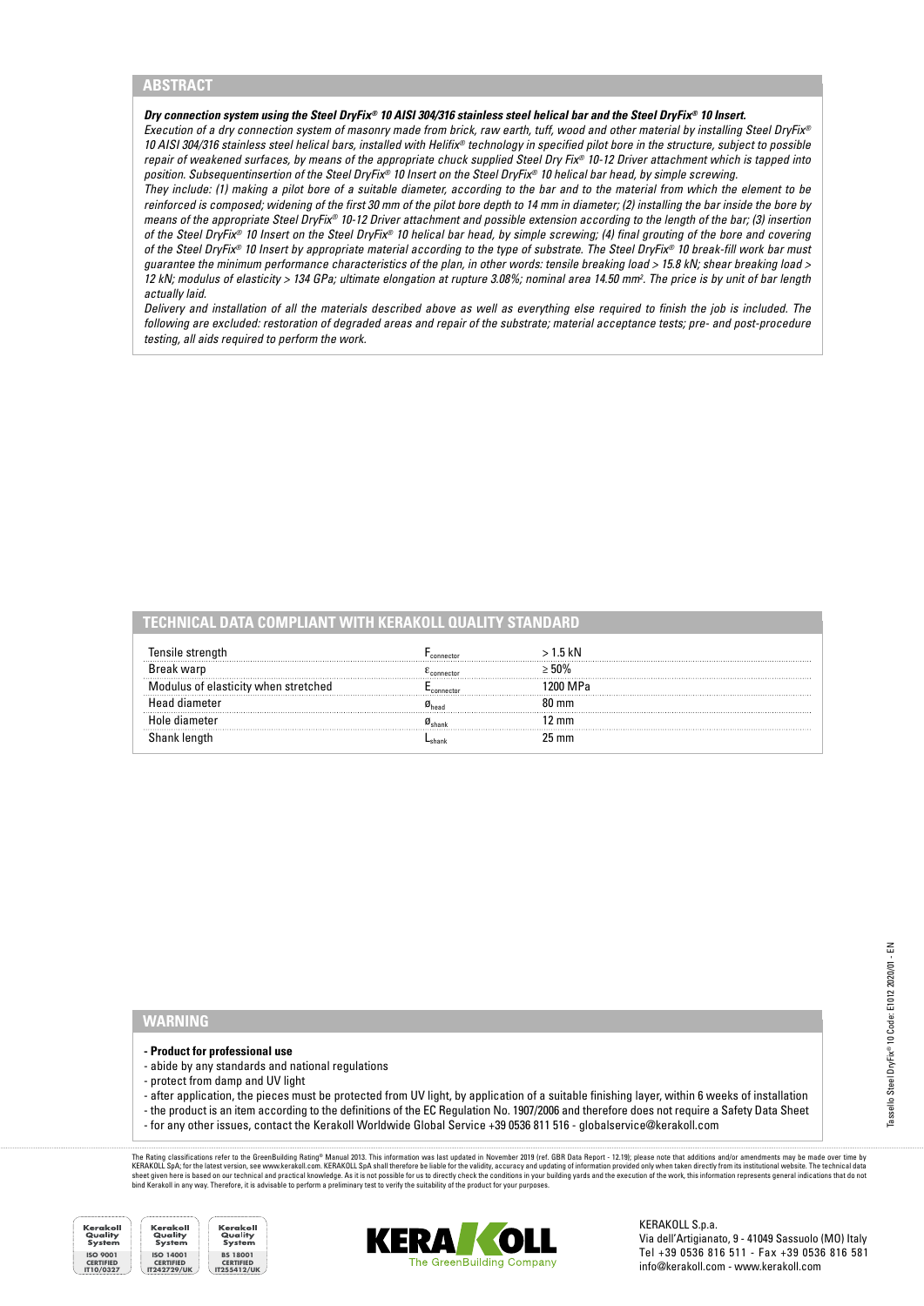## ABSTRACT

***Dry connection system using the Steel DryFix® 10 AISI 304/316 stainless steel helical bar and the Steel DryFix® 10 Insert.***

*Execution of a dry connection system of masonry made from brick, raw earth, tuff, wood and other material by installing Steel DryFix® 10 AISI 304/316 stainless steel helical bars, installed with Helifix® technology in specified pilot bore in the structure, subject to possible repair of weakened surfaces, by means of the appropriate chuck supplied Steel Dry Fix® 10-12 Driver attachment which is tapped into position. Subsequentinsertion of the Steel DryFix® 10 Insert on the Steel DryFix® 10 helical bar head, by simple screwing.*

*They include: (1) making a pilot bore of a suitable diameter, according to the bar and to the material from which the element to be reinforced is composed; widening of the first 30 mm of the pilot bore depth to 14 mm in diameter; (2) installing the bar inside the bore by means of the appropriate Steel DryFix® 10-12 Driver attachment and possible extension according to the length of the bar; (3) insertion of the Steel DryFix® 10 Insert on the Steel DryFix® 10 helical bar head, by simple screwing; (4) final grouting of the bore and covering of the Steel DryFix® 10 Insert by appropriate material according to the type of substrate. The Steel DryFix® 10 break-fill work bar must guarantee the minimum performance characteristics of the plan, in other words: tensile breaking load > 15.8 kN; shear breaking load > 12 kN; modulus of elasticity > 134 GPa; ultimate elongation at rupture 3.08%; nominal area 14.50 mm². The price is by unit of bar length actually laid.*

*Delivery and installation of all the materials described above as well as everything else required to finish the job is included. The following are excluded: restoration of degraded areas and repair of the substrate; material acceptance tests; pre- and post-procedure testing, all aids required to perform the work.*

## TECHNICAL DATA COMPLIANT WITH KERAKOLL QUALITY STANDARD

| | | |
|---|---|---|
| Tensile strength | $F_{connector}$ | > 1.5 kN |
| Break warp | $\varepsilon_{connector}$ | ≥ 50% |
| Modulus of elasticity when stretched | $E_{connector}$ | 1200 MPa |
| Head diameter | $ø_{head}$ | 80 mm |
| Hole diameter | $ø_{shank}$ | 12 mm |
| Shank length | $L_{shank}$ | 25 mm |

## WARNING

- **Product for professional use**
- abide by any standards and national regulations
- protect from damp and UV light
- after application, the pieces must be protected from UV light, by application of a suitable finishing layer, within 6 weeks of installation
- the product is an item according to the definitions of the EC Regulation No. 1907/2006 and therefore does not require a Safety Data Sheet
- for any other issues, contact the Kerakoll Worldwide Global Service +39 0536 811 516 - globalservice@kerakoll.com

The Rating classifications refer to the GreenBuilding Rating® Manual 2013. This information was last updated in November 2019 (ref. GBR Data Report - 12.19); please note that additions and/or amendments may be made over time by KERAKOLL SpA; for the latest version, see www.kerakoll.com. KERAKOLL SpA shall therefore be liable for the validity, accuracy and updating of information provided only when taken directly from its institutional website. The technical data sheet given here is based on our technical and practical knowledge. As it is not possible for us to directly check the conditions in your building yards and the execution of the work, this information represents general indications that do not bind Kerakoll in any way. Therefore, it is advisable to perform a preliminary test to verify the suitability of the product for your purposes.

Tassello Steel DryFix® 10 Code: E1012 2020/01 - EN

Kerakoll Quality System ISO 9001 CERTIFIED IT10/0327

Kerakoll Quality System ISO 14001 CERTIFIED IT242729/UK

Kerakoll Quality System BS 18001 CERTIFIED IT255412/UK

KERAKOLL The GreenBuilding Company

KERAKOLL S.p.a.
Via dell'Artigianato, 9 - 41049 Sassuolo (MO) Italy
Tel +39 0536 816 511 - Fax +39 0536 816 581
info@kerakoll.com - www.kerakoll.com